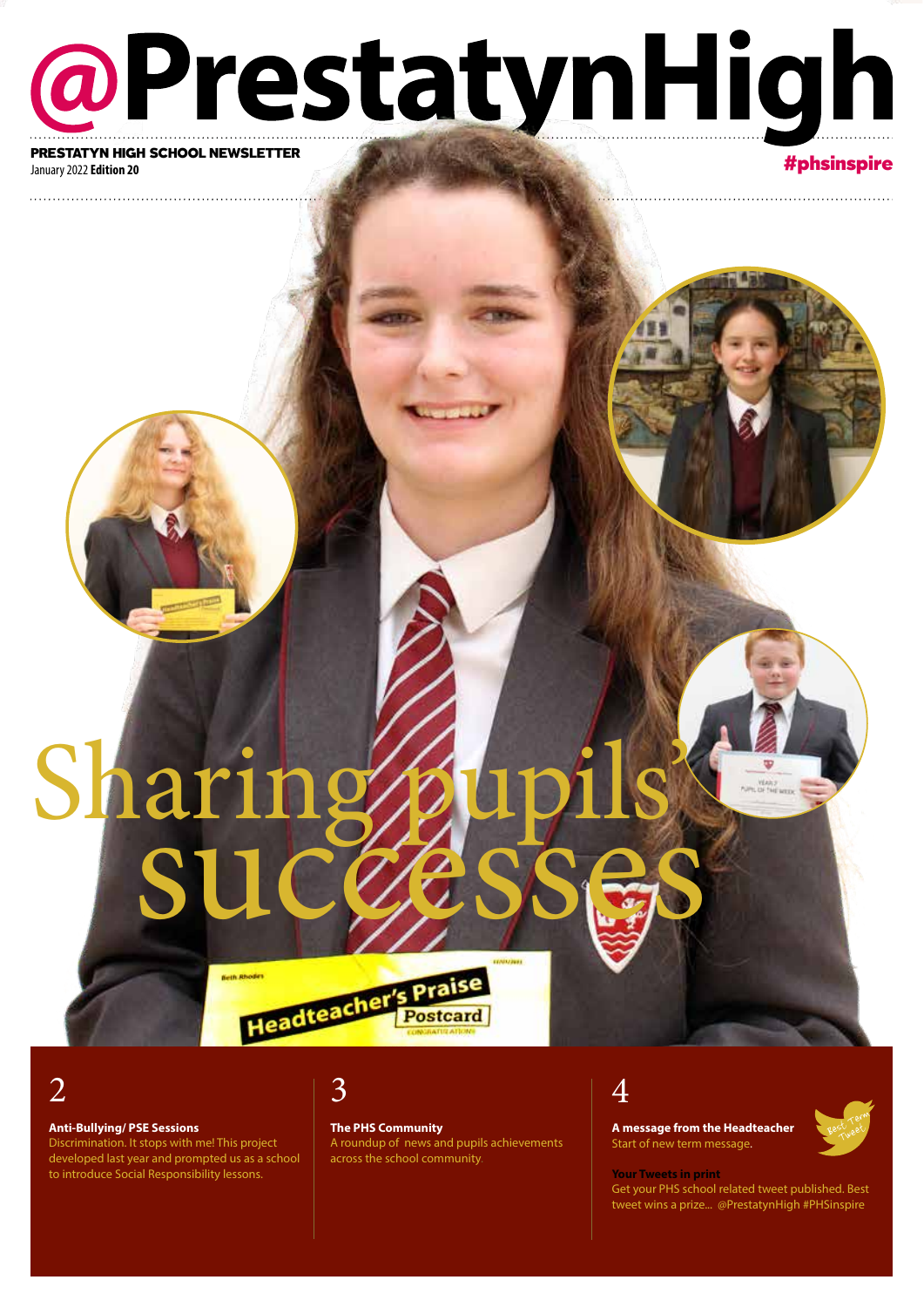# @PrestatynHigh

**PRESTATYN HIGH SCHOOL NEWSLETTER**
January 2022 **Edition 20**

#phsinspire

# Sharing pupils' successes

2

**Anti-Bullying/ PSE Sessions**
Discrimination. It stops with me! This project developed last year and prompted us as a school to introduce Social Responsibility lessons.

3

**The PHS Community**
A roundup of news and pupils achievements across the school community.

4

**A message from the Headteacher**
Start of new term message.

**Your Tweets in print**
Get your PHS school related tweet published. Best tweet wins a prize... @PrestatynHigh #PHSinspire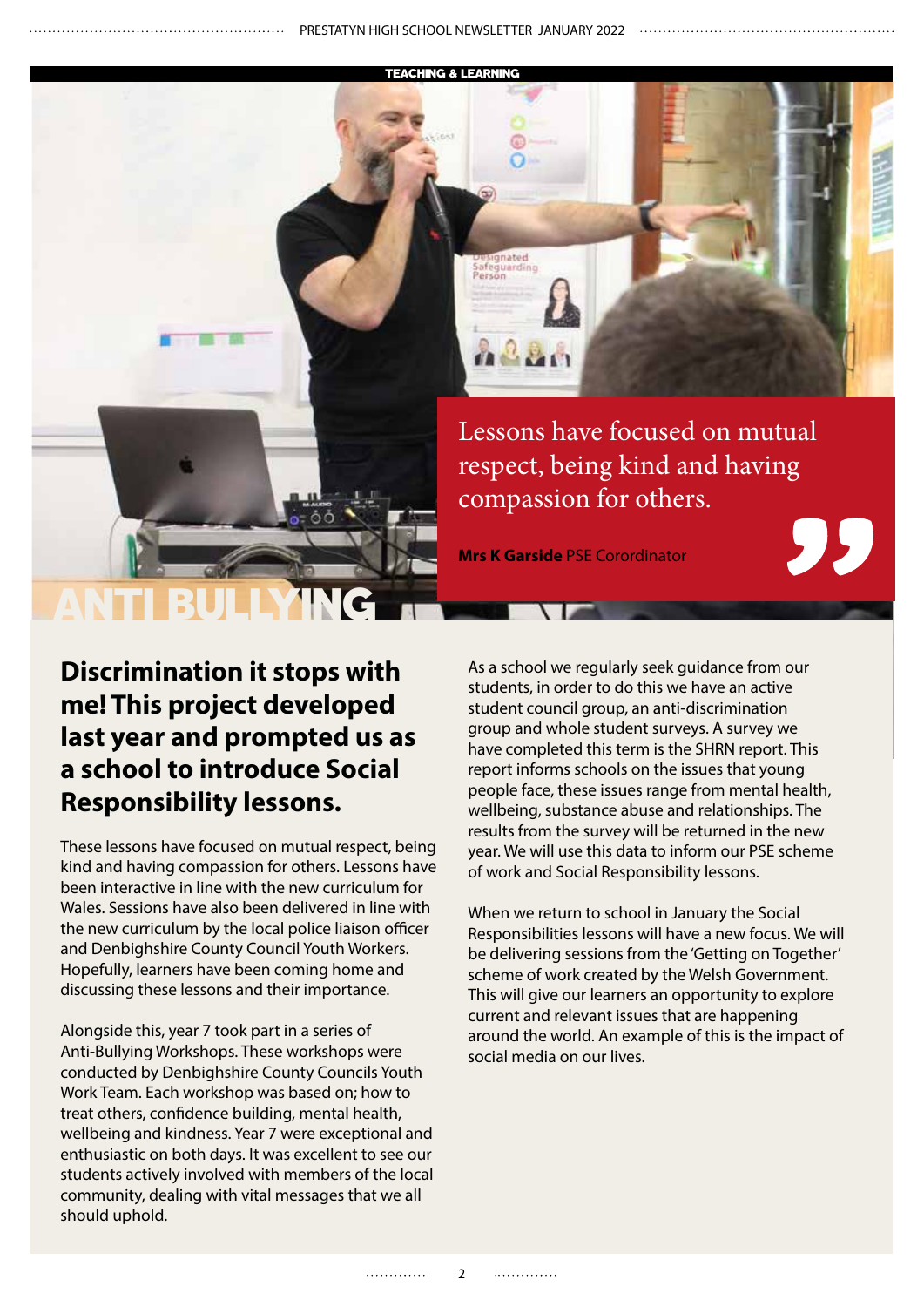TEACHING & LEARNING

> Lessons have focused on mutual respect, being kind and having compassion for others.
>
> **Mrs K Garside** PSE Corordinator

# ANTI BULLYING

## Discrimination it stops with me! This project developed last year and prompted us as a school to introduce Social Responsibility lessons.

These lessons have focused on mutual respect, being kind and having compassion for others. Lessons have been interactive in line with the new curriculum for Wales. Sessions have also been delivered in line with the new curriculum by the local police liaison officer and Denbighshire County Council Youth Workers. Hopefully, learners have been coming home and discussing these lessons and their importance.

Alongside this, year 7 took part in a series of Anti-Bullying Workshops. These workshops were conducted by Denbighshire County Councils Youth Work Team. Each workshop was based on; how to treat others, confidence building, mental health, wellbeing and kindness. Year 7 were exceptional and enthusiastic on both days. It was excellent to see our students actively involved with members of the local community, dealing with vital messages that we all should uphold.

As a school we regularly seek guidance from our students, in order to do this we have an active student council group, an anti-discrimination group and whole student surveys. A survey we have completed this term is the SHRN report. This report informs schools on the issues that young people face, these issues range from mental health, wellbeing, substance abuse and relationships. The results from the survey will be returned in the new year. We will use this data to inform our PSE scheme of work and Social Responsibility lessons.

When we return to school in January the Social Responsibilities lessons will have a new focus. We will be delivering sessions from the 'Getting on Together' scheme of work created by the Welsh Government. This will give our learners an opportunity to explore current and relevant issues that are happening around the world. An example of this is the impact of social media on our lives.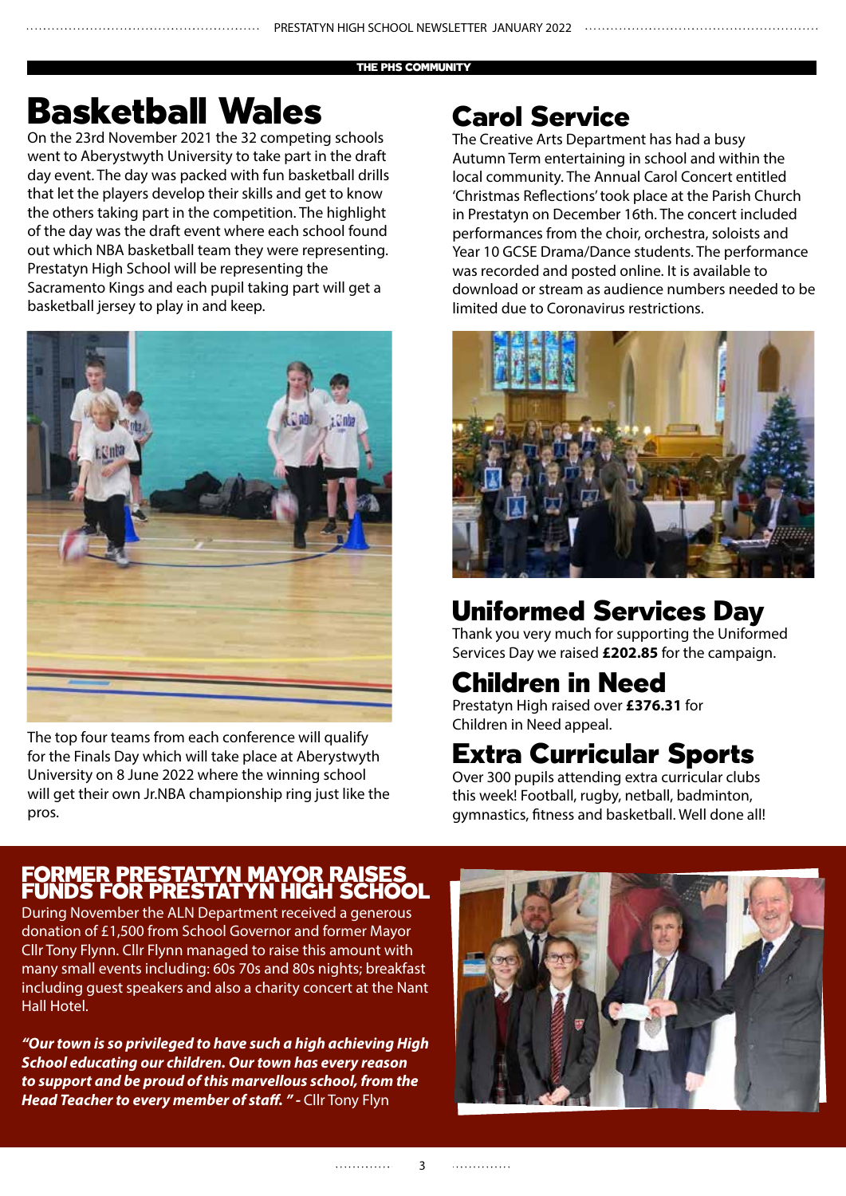THE PHS COMMUNITY

# Basketball Wales

On the 23rd November 2021 the 32 competing schools went to Aberystwyth University to take part in the draft day event. The day was packed with fun basketball drills that let the players develop their skills and get to know the others taking part in the competition. The highlight of the day was the draft event where each school found out which NBA basketball team they were representing. Prestatyn High School will be representing the Sacramento Kings and each pupil taking part will get a basketball jersey to play in and keep.

The top four teams from each conference will qualify for the Finals Day which will take place at Aberystwyth University on 8 June 2022 where the winning school will get their own Jr.NBA championship ring just like the pros.

# Carol Service

The Creative Arts Department has had a busy Autumn Term entertaining in school and within the local community. The Annual Carol Concert entitled 'Christmas Reflections' took place at the Parish Church in Prestatyn on December 16th. The concert included performances from the choir, orchestra, soloists and Year 10 GCSE Drama/Dance students. The performance was recorded and posted online. It is available to download or stream as audience numbers needed to be limited due to Coronavirus restrictions.

# Uniformed Services Day

Thank you very much for supporting the Uniformed Services Day we raised **£202.85** for the campaign.

# Children in Need

Prestatyn High raised over **£376.31** for Children in Need appeal.

# Extra Curricular Sports

Over 300 pupils attending extra curricular clubs this week! Football, rugby, netball, badminton, gymnastics, fitness and basketball. Well done all!

## FORMER PRESTATYN MAYOR RAISES FUNDS FOR PRESTATYN HIGH SCHOOL

During November the ALN Department received a generous donation of £1,500 from School Governor and former Mayor Cllr Tony Flynn. Cllr Flynn managed to raise this amount with many small events including: 60s 70s and 80s nights; breakfast including guest speakers and also a charity concert at the Nant Hall Hotel.

***"Our town is so privileged to have such a high achieving High School educating our children. Our town has every reason to support and be proud of this marvellous school, from the Head Teacher to every member of staff. " -*** Cllr Tony Flyn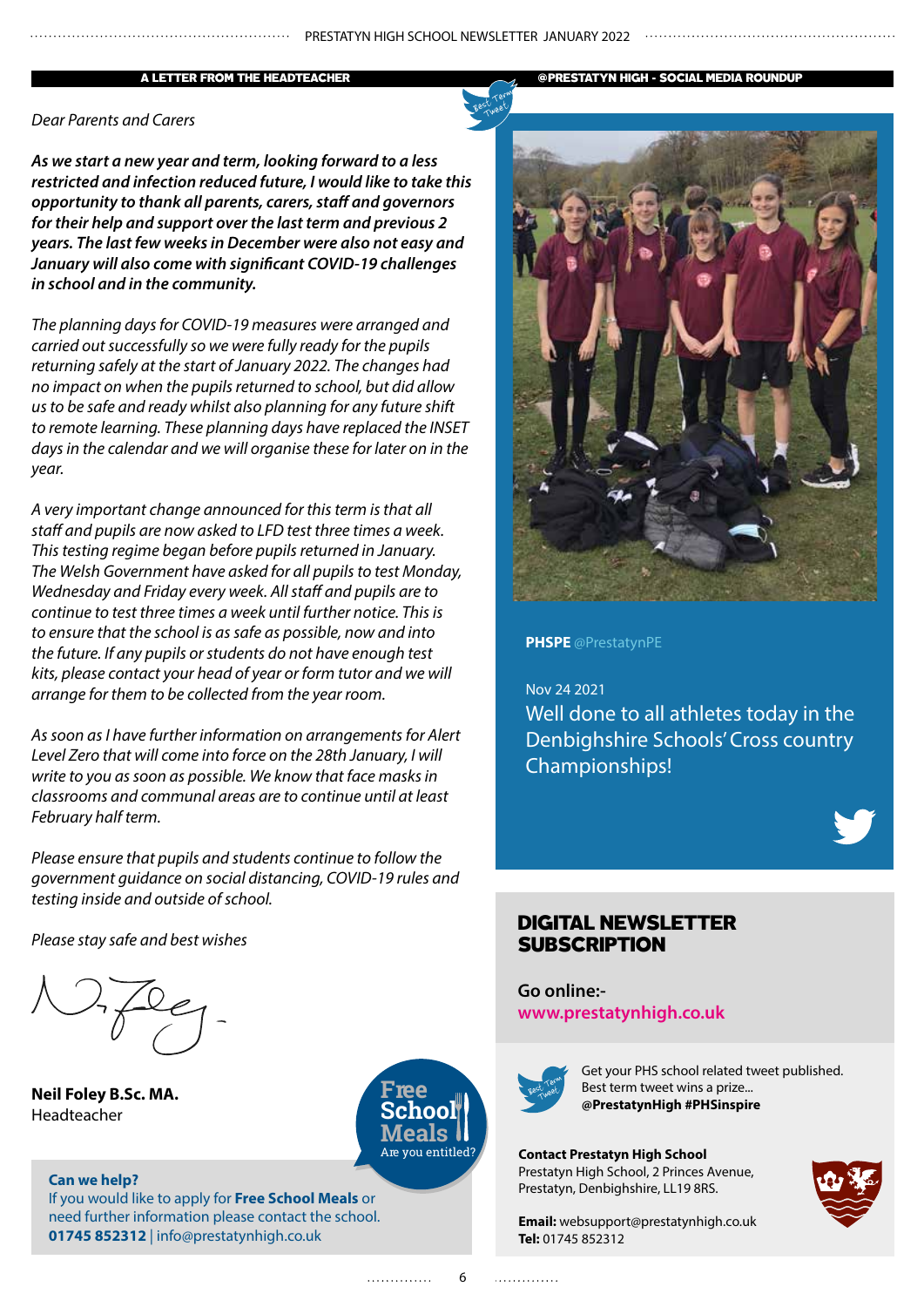## A LETTER FROM THE HEADTEACHER

*Dear Parents and Carers*

***As we start a new year and term, looking forward to a less restricted and infection reduced future, I would like to take this opportunity to thank all parents, carers, staff and governors for their help and support over the last term and previous 2 years. The last few weeks in December were also not easy and January will also come with significant COVID-19 challenges in school and in the community.***

*The planning days for COVID-19 measures were arranged and carried out successfully so we were fully ready for the pupils returning safely at the start of January 2022. The changes had no impact on when the pupils returned to school, but did allow us to be safe and ready whilst also planning for any future shift to remote learning. These planning days have replaced the INSET days in the calendar and we will organise these for later on in the year.*

*A very important change announced for this term is that all staff and pupils are now asked to LFD test three times a week. This testing regime began before pupils returned in January. The Welsh Government have asked for all pupils to test Monday, Wednesday and Friday every week. All staff and pupils are to continue to test three times a week until further notice. This is to ensure that the school is as safe as possible, now and into the future. If any pupils or students do not have enough test kits, please contact your head of year or form tutor and we will arrange for them to be collected from the year room.*

*As soon as I have further information on arrangements for Alert Level Zero that will come into force on the 28th January, I will write to you as soon as possible. We know that face masks in classrooms and communal areas are to continue until at least February half term.*

*Please ensure that pupils and students continue to follow the government guidance on social distancing, COVID-19 rules and testing inside and outside of school.*

*Please stay safe and best wishes*

**Neil Foley B.Sc. MA.**
Headteacher

Free School Meals
Are you entitled?

**Can we help?**
If you would like to apply for **Free School Meals** or need further information please contact the school.
**01745 852312** | info@prestatynhigh.co.uk

## @PRESTATYN HIGH - SOCIAL MEDIA ROUNDUP

Best Term Tweet

**PHSPE** @PrestatynPE

Nov 24 2021

Well done to all athletes today in the Denbighshire Schools' Cross country Championships!

## DIGITAL NEWSLETTER SUBSCRIPTION

**Go online:-**
**www.prestatynhigh.co.uk**

Get your PHS school related tweet published. Best term tweet wins a prize...
**@PrestatynHigh #PHSinspire**

**Contact Prestatyn High School**
Prestatyn High School, 2 Princes Avenue, Prestatyn, Denbighshire, LL19 8RS.

**Email:** websupport@prestatynhigh.co.uk
**Tel:** 01745 852312